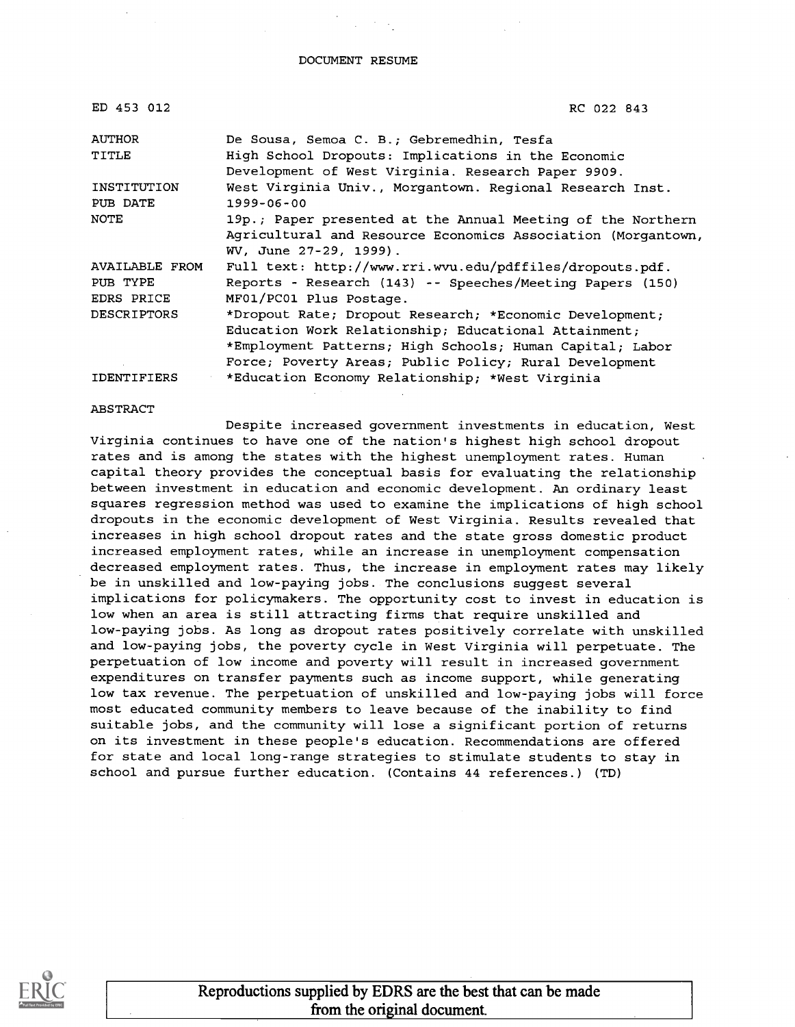# DOCUMENT RESUME

| | |
|---|---|
| ED 453 012 | RC 022 843 |
| AUTHOR | De Sousa, Semoa C. B.; Gebremedhin, Tesfa |
| TITLE | High School Dropouts: Implications in the Economic Development of West Virginia. Research Paper 9909. |
| INSTITUTION | West Virginia Univ., Morgantown. Regional Research Inst. |
| PUB DATE | 1999-06-00 |
| NOTE | 19p.; Paper presented at the Annual Meeting of the Northern Agricultural and Resource Economics Association (Morgantown, WV, June 27-29, 1999). |
| AVAILABLE FROM | Full text: http://www.rri.wvu.edu/pdffiles/dropouts.pdf. |
| PUB TYPE | Reports - Research (143) -- Speeches/Meeting Papers (150) |
| EDRS PRICE | MF01/PC01 Plus Postage. |
| DESCRIPTORS | *Dropout Rate; Dropout Research; *Economic Development; Education Work Relationship; Educational Attainment; *Employment Patterns; High Schools; Human Capital; Labor Force; Poverty Areas; Public Policy; Rural Development |
| IDENTIFIERS | *Education Economy Relationship; *West Virginia |

## ABSTRACT

Despite increased government investments in education, West Virginia continues to have one of the nation's highest high school dropout rates and is among the states with the highest unemployment rates. Human capital theory provides the conceptual basis for evaluating the relationship between investment in education and economic development. An ordinary least squares regression method was used to examine the implications of high school dropouts in the economic development of West Virginia. Results revealed that increases in high school dropout rates and the state gross domestic product increased employment rates, while an increase in unemployment compensation decreased employment rates. Thus, the increase in employment rates may likely be in unskilled and low-paying jobs. The conclusions suggest several implications for policymakers. The opportunity cost to invest in education is low when an area is still attracting firms that require unskilled and low-paying jobs. As long as dropout rates positively correlate with unskilled and low-paying jobs, the poverty cycle in West Virginia will perpetuate. The perpetuation of low income and poverty will result in increased government expenditures on transfer payments such as income support, while generating low tax revenue. The perpetuation of unskilled and low-paying jobs will force most educated community members to leave because of the inability to find suitable jobs, and the community will lose a significant portion of returns on its investment in these people's education. Recommendations are offered for state and local long-range strategies to stimulate students to stay in school and pursue further education. (Contains 44 references.) (TD)

Reproductions supplied by EDRS are the best that can be made from the original document.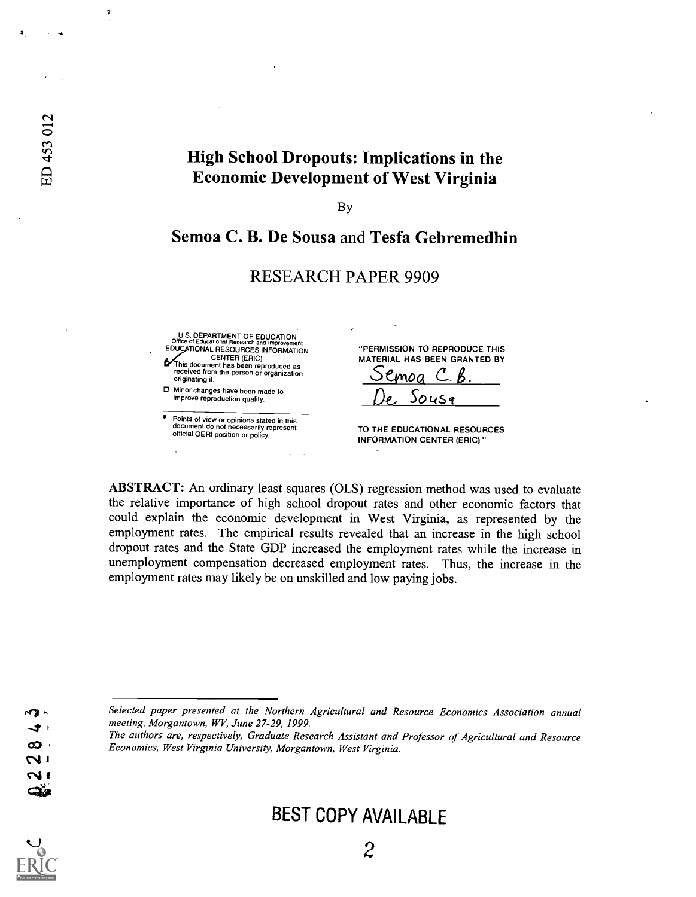# High School Dropouts: Implications in the Economic Development of West Virginia

By

## Semoa C. B. De Sousa and Tesfa Gebremedhin

RESEARCH PAPER 9909

U.S. DEPARTMENT OF EDUCATION
Office of Educational Research and Improvement
EDUCATIONAL RESOURCES INFORMATION CENTER (ERIC)

- This document has been reproduced as received from the person or organization originating it.
- Minor changes have been made to improve reproduction quality.
- Points of view or opinions stated in this document do not necessarily represent official OERI position or policy.

"PERMISSION TO REPRODUCE THIS MATERIAL HAS BEEN GRANTED BY
Semoa C. B. De Sousa
TO THE EDUCATIONAL RESOURCES INFORMATION CENTER (ERIC)."

**ABSTRACT:** An ordinary least squares (OLS) regression method was used to evaluate the relative importance of high school dropout rates and other economic factors that could explain the economic development in West Virginia, as represented by the employment rates. The empirical results revealed that an increase in the high school dropout rates and the State GDP increased the employment rates while the increase in unemployment compensation decreased employment rates. Thus, the increase in the employment rates may likely be on unskilled and low paying jobs.

---

*Selected paper presented at the Northern Agricultural and Resource Economics Association annual meeting, Morgantown, WV, June 27-29, 1999.*
*The authors are, respectively, Graduate Research Assistant and Professor of Agricultural and Resource Economics, West Virginia University, Morgantown, West Virginia.*

BEST COPY AVAILABLE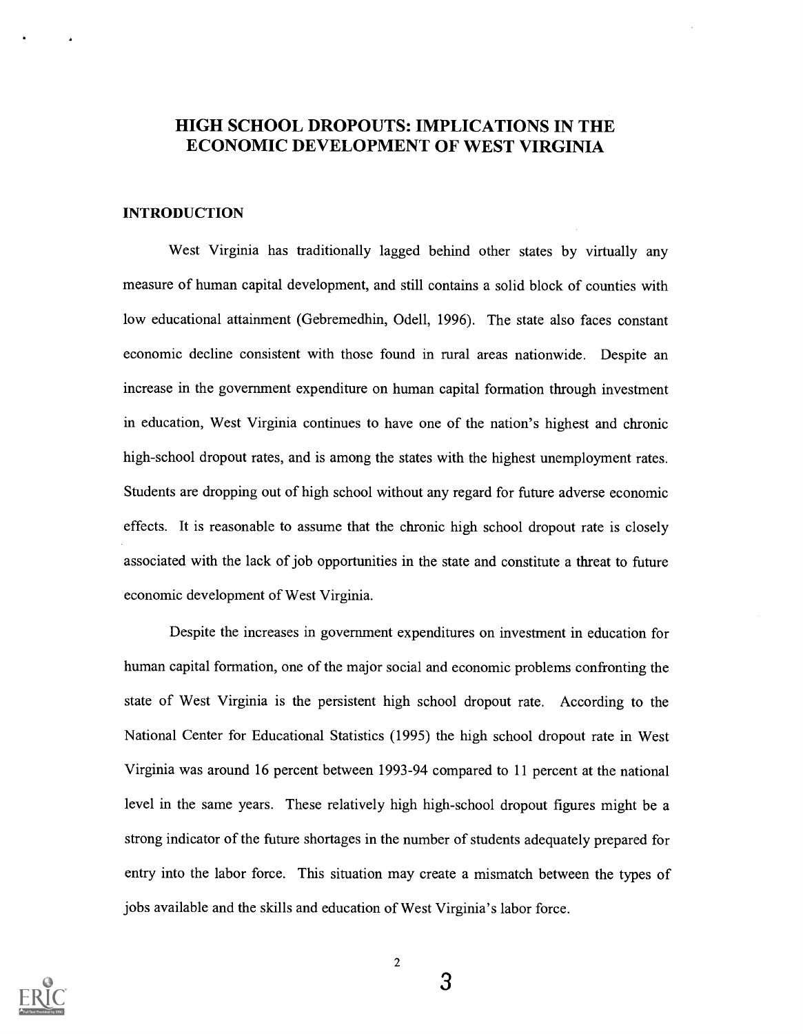# HIGH SCHOOL DROPOUTS: IMPLICATIONS IN THE ECONOMIC DEVELOPMENT OF WEST VIRGINIA

## INTRODUCTION

West Virginia has traditionally lagged behind other states by virtually any measure of human capital development, and still contains a solid block of counties with low educational attainment (Gebremedhin, Odell, 1996). The state also faces constant economic decline consistent with those found in rural areas nationwide. Despite an increase in the government expenditure on human capital formation through investment in education, West Virginia continues to have one of the nation's highest and chronic high-school dropout rates, and is among the states with the highest unemployment rates. Students are dropping out of high school without any regard for future adverse economic effects. It is reasonable to assume that the chronic high school dropout rate is closely associated with the lack of job opportunities in the state and constitute a threat to future economic development of West Virginia.

Despite the increases in government expenditures on investment in education for human capital formation, one of the major social and economic problems confronting the state of West Virginia is the persistent high school dropout rate. According to the National Center for Educational Statistics (1995) the high school dropout rate in West Virginia was around 16 percent between 1993-94 compared to 11 percent at the national level in the same years. These relatively high high-school dropout figures might be a strong indicator of the future shortages in the number of students adequately prepared for entry into the labor force. This situation may create a mismatch between the types of jobs available and the skills and education of West Virginia's labor force.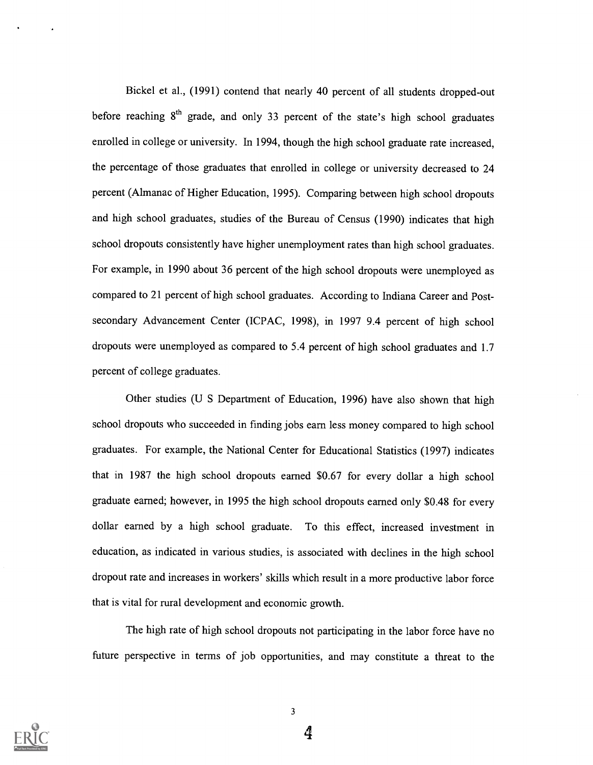Bickel et al., (1991) contend that nearly 40 percent of all students dropped-out before reaching 8th grade, and only 33 percent of the state's high school graduates enrolled in college or university. In 1994, though the high school graduate rate increased, the percentage of those graduates that enrolled in college or university decreased to 24 percent (Almanac of Higher Education, 1995). Comparing between high school dropouts and high school graduates, studies of the Bureau of Census (1990) indicates that high school dropouts consistently have higher unemployment rates than high school graduates. For example, in 1990 about 36 percent of the high school dropouts were unemployed as compared to 21 percent of high school graduates. According to Indiana Career and Post-secondary Advancement Center (ICPAC, 1998), in 1997 9.4 percent of high school dropouts were unemployed as compared to 5.4 percent of high school graduates and 1.7 percent of college graduates.

Other studies (U S Department of Education, 1996) have also shown that high school dropouts who succeeded in finding jobs earn less money compared to high school graduates. For example, the National Center for Educational Statistics (1997) indicates that in 1987 the high school dropouts earned $0.67 for every dollar a high school graduate earned; however, in 1995 the high school dropouts earned only $0.48 for every dollar earned by a high school graduate. To this effect, increased investment in education, as indicated in various studies, is associated with declines in the high school dropout rate and increases in workers' skills which result in a more productive labor force that is vital for rural development and economic growth.

The high rate of high school dropouts not participating in the labor force have no future perspective in terms of job opportunities, and may constitute a threat to the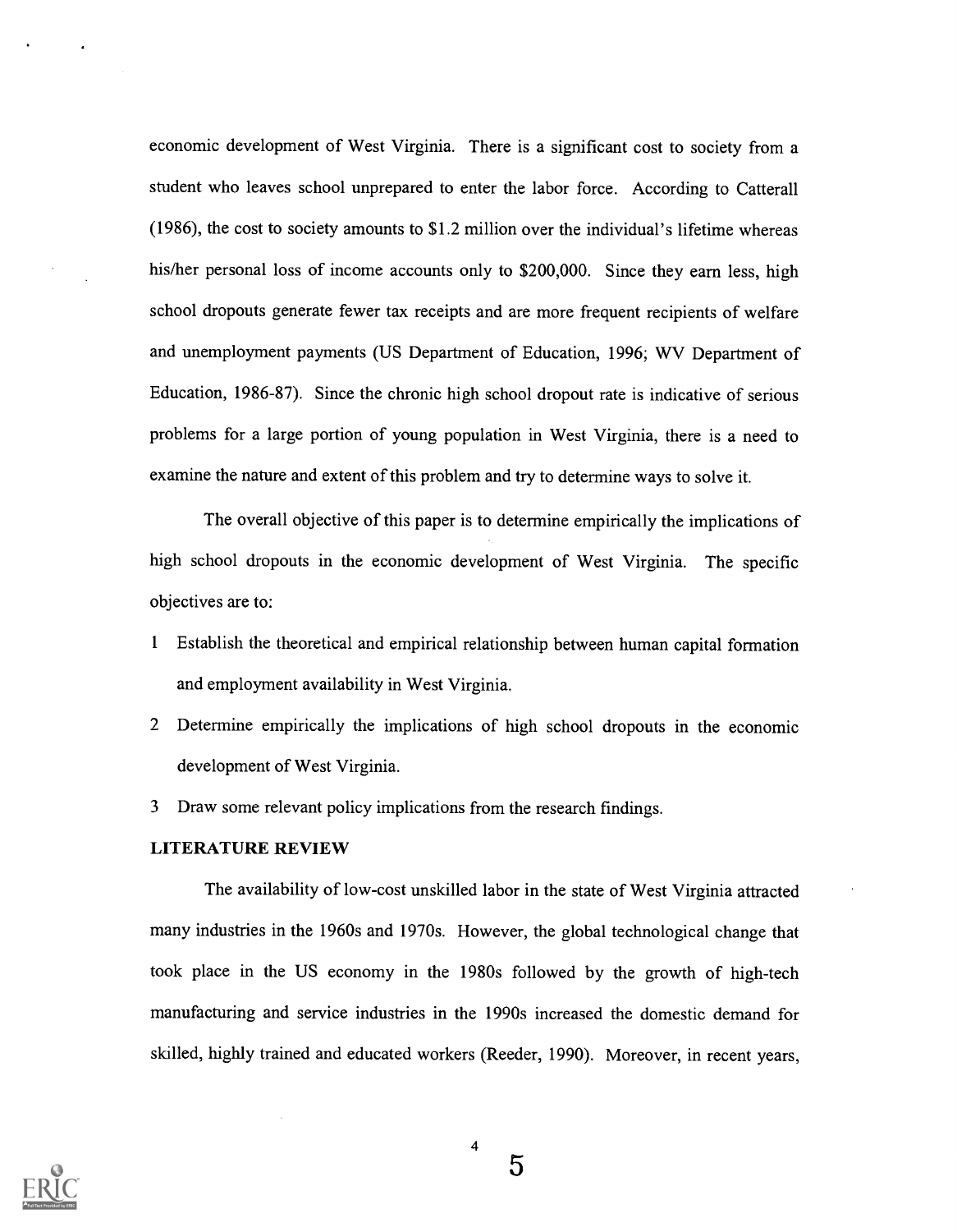economic development of West Virginia. There is a significant cost to society from a student who leaves school unprepared to enter the labor force. According to Catterall (1986), the cost to society amounts to $1.2 million over the individual's lifetime whereas his/her personal loss of income accounts only to $200,000. Since they earn less, high school dropouts generate fewer tax receipts and are more frequent recipients of welfare and unemployment payments (US Department of Education, 1996; WV Department of Education, 1986-87). Since the chronic high school dropout rate is indicative of serious problems for a large portion of young population in West Virginia, there is a need to examine the nature and extent of this problem and try to determine ways to solve it.

The overall objective of this paper is to determine empirically the implications of high school dropouts in the economic development of West Virginia. The specific objectives are to:

1 Establish the theoretical and empirical relationship between human capital formation and employment availability in West Virginia.
2 Determine empirically the implications of high school dropouts in the economic development of West Virginia.
3 Draw some relevant policy implications from the research findings.

## LITERATURE REVIEW

The availability of low-cost unskilled labor in the state of West Virginia attracted many industries in the 1960s and 1970s. However, the global technological change that took place in the US economy in the 1980s followed by the growth of high-tech manufacturing and service industries in the 1990s increased the domestic demand for skilled, highly trained and educated workers (Reeder, 1990). Moreover, in recent years,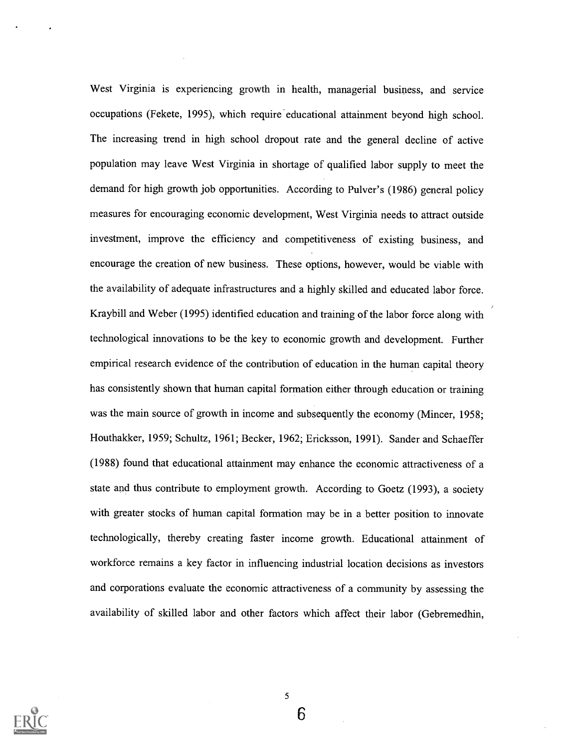West Virginia is experiencing growth in health, managerial business, and service occupations (Fekete, 1995), which require educational attainment beyond high school. The increasing trend in high school dropout rate and the general decline of active population may leave West Virginia in shortage of qualified labor supply to meet the demand for high growth job opportunities. According to Pulver's (1986) general policy measures for encouraging economic development, West Virginia needs to attract outside investment, improve the efficiency and competitiveness of existing business, and encourage the creation of new business. These options, however, would be viable with the availability of adequate infrastructures and a highly skilled and educated labor force. Kraybill and Weber (1995) identified education and training of the labor force along with technological innovations to be the key to economic growth and development. Further empirical research evidence of the contribution of education in the human capital theory has consistently shown that human capital formation either through education or training was the main source of growth in income and subsequently the economy (Mincer, 1958; Houthakker, 1959; Schultz, 1961; Becker, 1962; Ericksson, 1991). Sander and Schaeffer (1988) found that educational attainment may enhance the economic attractiveness of a state and thus contribute to employment growth. According to Goetz (1993), a society with greater stocks of human capital formation may be in a better position to innovate technologically, thereby creating faster income growth. Educational attainment of workforce remains a key factor in influencing industrial location decisions as investors and corporations evaluate the economic attractiveness of a community by assessing the availability of skilled labor and other factors which affect their labor (Gebremedhin,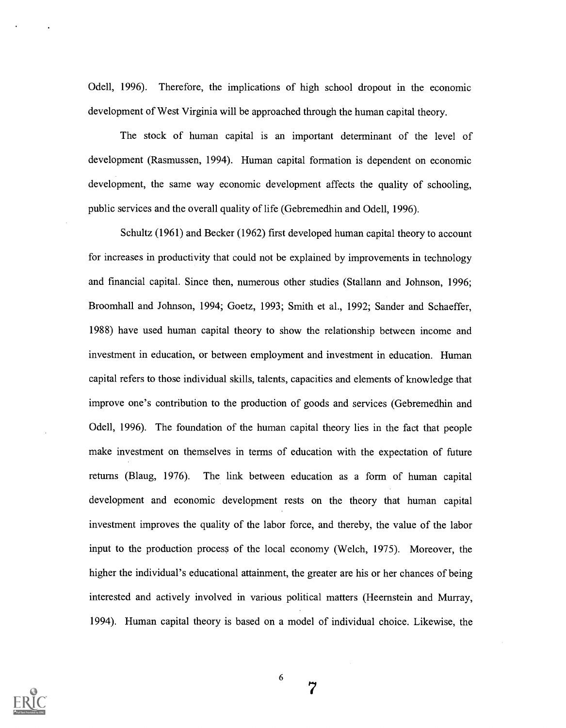Odell, 1996). Therefore, the implications of high school dropout in the economic development of West Virginia will be approached through the human capital theory.

The stock of human capital is an important determinant of the level of development (Rasmussen, 1994). Human capital formation is dependent on economic development, the same way economic development affects the quality of schooling, public services and the overall quality of life (Gebremedhin and Odell, 1996).

Schultz (1961) and Becker (1962) first developed human capital theory to account for increases in productivity that could not be explained by improvements in technology and financial capital. Since then, numerous other studies (Stallann and Johnson, 1996; Broomhall and Johnson, 1994; Goetz, 1993; Smith et al., 1992; Sander and Schaeffer, 1988) have used human capital theory to show the relationship between income and investment in education, or between employment and investment in education. Human capital refers to those individual skills, talents, capacities and elements of knowledge that improve one's contribution to the production of goods and services (Gebremedhin and Odell, 1996). The foundation of the human capital theory lies in the fact that people make investment on themselves in terms of education with the expectation of future returns (Blaug, 1976). The link between education as a form of human capital development and economic development rests on the theory that human capital investment improves the quality of the labor force, and thereby, the value of the labor input to the production process of the local economy (Welch, 1975). Moreover, the higher the individual's educational attainment, the greater are his or her chances of being interested and actively involved in various political matters (Heernstein and Murray, 1994). Human capital theory is based on a model of individual choice. Likewise, the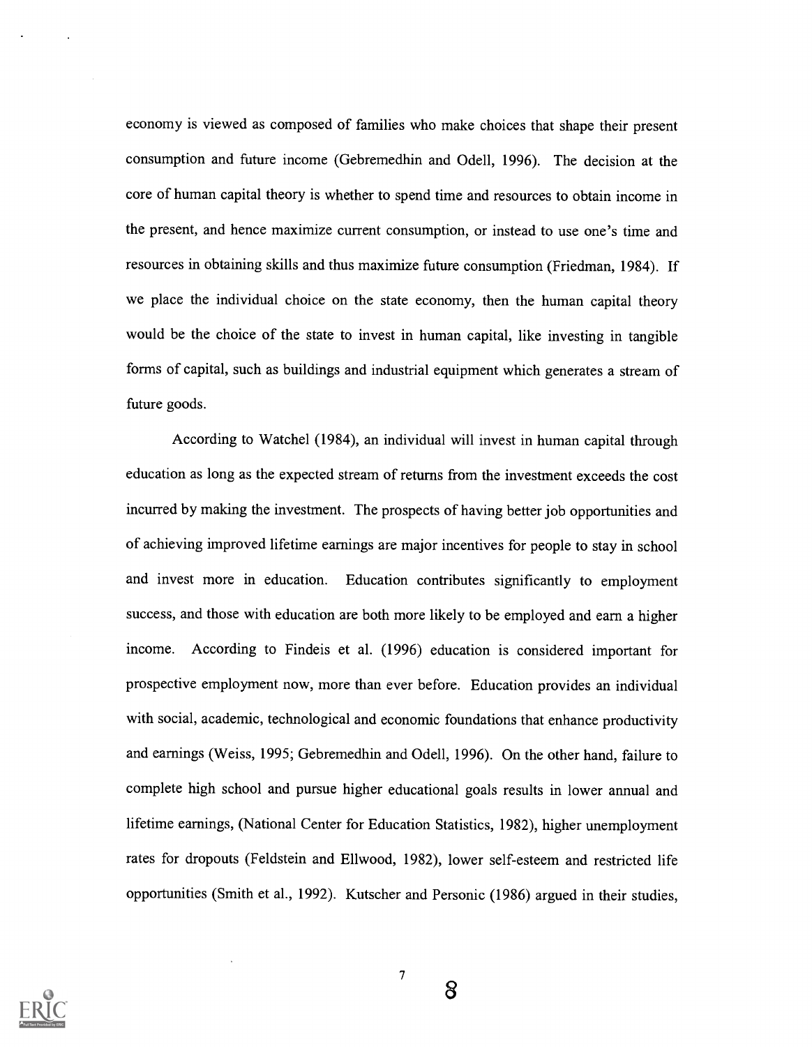economy is viewed as composed of families who make choices that shape their present consumption and future income (Gebremedhin and Odell, 1996). The decision at the core of human capital theory is whether to spend time and resources to obtain income in the present, and hence maximize current consumption, or instead to use one's time and resources in obtaining skills and thus maximize future consumption (Friedman, 1984). If we place the individual choice on the state economy, then the human capital theory would be the choice of the state to invest in human capital, like investing in tangible forms of capital, such as buildings and industrial equipment which generates a stream of future goods.

According to Watchel (1984), an individual will invest in human capital through education as long as the expected stream of returns from the investment exceeds the cost incurred by making the investment. The prospects of having better job opportunities and of achieving improved lifetime earnings are major incentives for people to stay in school and invest more in education. Education contributes significantly to employment success, and those with education are both more likely to be employed and earn a higher income. According to Findeis et al. (1996) education is considered important for prospective employment now, more than ever before. Education provides an individual with social, academic, technological and economic foundations that enhance productivity and earnings (Weiss, 1995; Gebremedhin and Odell, 1996). On the other hand, failure to complete high school and pursue higher educational goals results in lower annual and lifetime earnings, (National Center for Education Statistics, 1982), higher unemployment rates for dropouts (Feldstein and Ellwood, 1982), lower self-esteem and restricted life opportunities (Smith et al., 1992). Kutscher and Personic (1986) argued in their studies,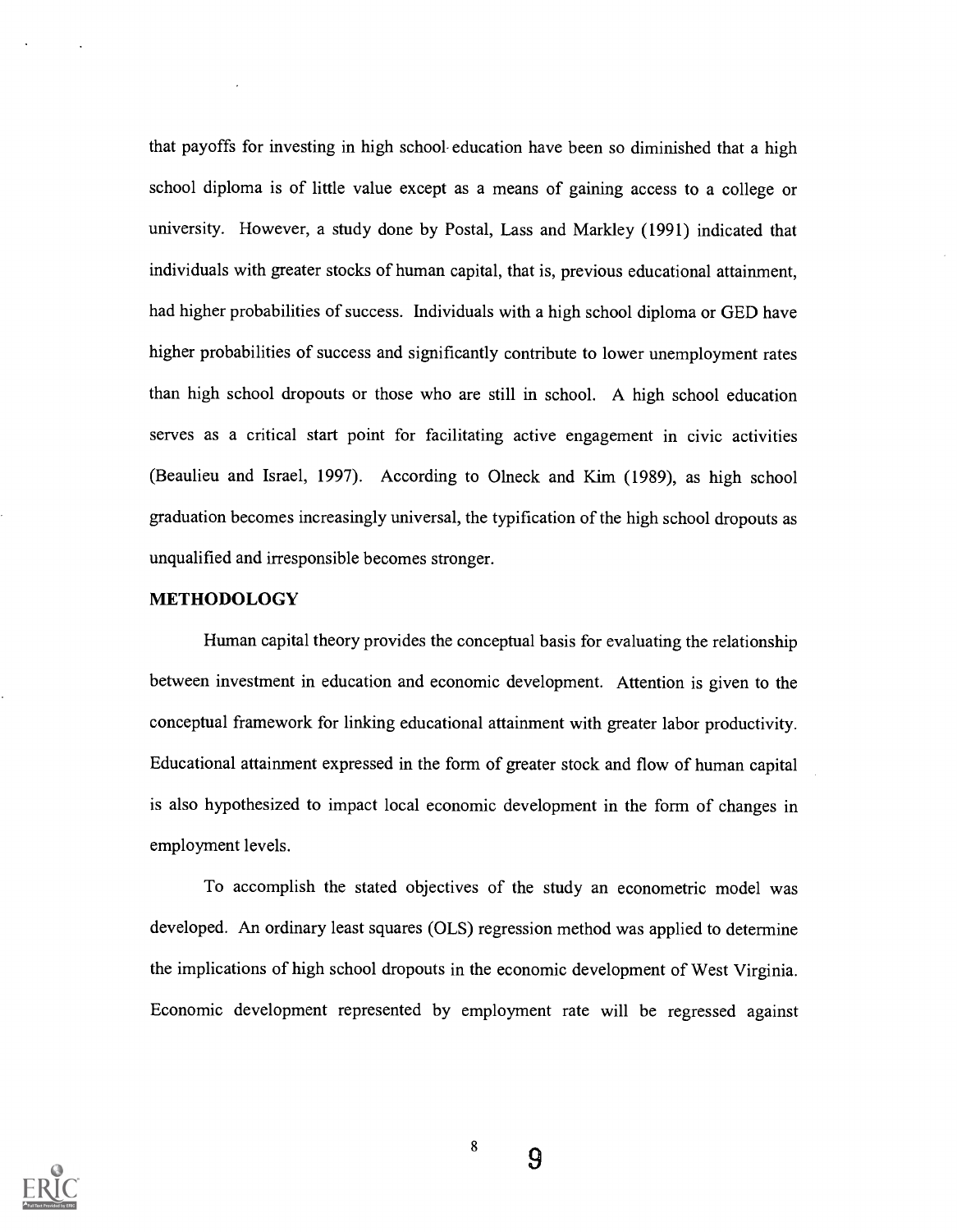that payoffs for investing in high school education have been so diminished that a high school diploma is of little value except as a means of gaining access to a college or university. However, a study done by Postal, Lass and Markley (1991) indicated that individuals with greater stocks of human capital, that is, previous educational attainment, had higher probabilities of success. Individuals with a high school diploma or GED have higher probabilities of success and significantly contribute to lower unemployment rates than high school dropouts or those who are still in school. A high school education serves as a critical start point for facilitating active engagement in civic activities (Beaulieu and Israel, 1997). According to Olneck and Kim (1989), as high school graduation becomes increasingly universal, the typification of the high school dropouts as unqualified and irresponsible becomes stronger.

## METHODOLOGY

Human capital theory provides the conceptual basis for evaluating the relationship between investment in education and economic development. Attention is given to the conceptual framework for linking educational attainment with greater labor productivity. Educational attainment expressed in the form of greater stock and flow of human capital is also hypothesized to impact local economic development in the form of changes in employment levels.

To accomplish the stated objectives of the study an econometric model was developed. An ordinary least squares (OLS) regression method was applied to determine the implications of high school dropouts in the economic development of West Virginia. Economic development represented by employment rate will be regressed against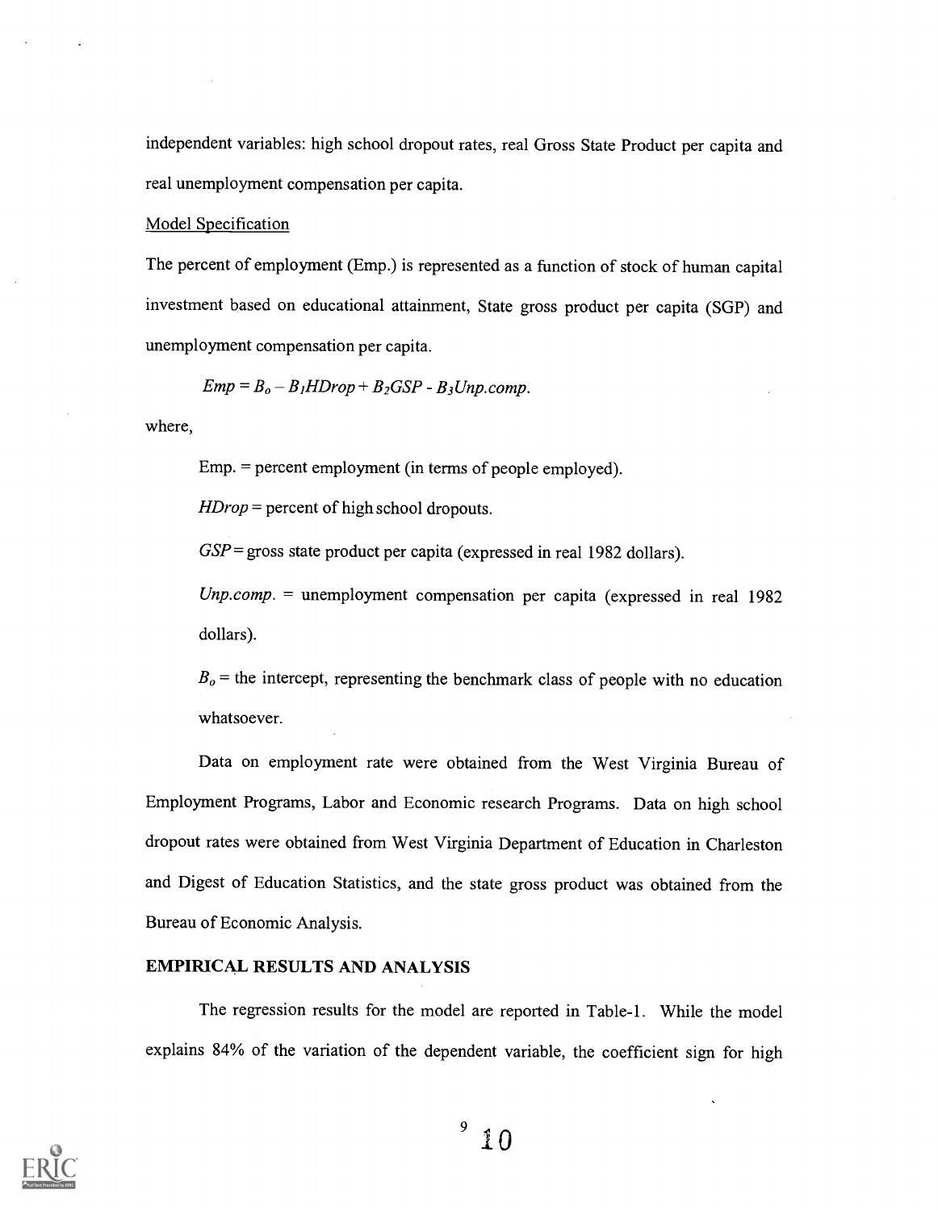independent variables: high school dropout rates, real Gross State Product per capita and real unemployment compensation per capita.

Model Specification

The percent of employment (Emp.) is represented as a function of stock of human capital investment based on educational attainment, State gross product per capita (SGP) and unemployment compensation per capita.

$$Emp = B_o - B_1 HDrop + B_2 GSP - B_3 Unp.comp.$$

where,

Emp. = percent employment (in terms of people employed).

*HDrop* = percent of high school dropouts.

*GSP* = gross state product per capita (expressed in real 1982 dollars).

*Unp.comp.* = unemployment compensation per capita (expressed in real 1982 dollars).

$B_o$ = the intercept, representing the benchmark class of people with no education whatsoever.

Data on employment rate were obtained from the West Virginia Bureau of Employment Programs, Labor and Economic research Programs. Data on high school dropout rates were obtained from West Virginia Department of Education in Charleston and Digest of Education Statistics, and the state gross product was obtained from the Bureau of Economic Analysis.

**EMPIRICAL RESULTS AND ANALYSIS**

The regression results for the model are reported in Table-1. While the model explains 84% of the variation of the dependent variable, the coefficient sign for high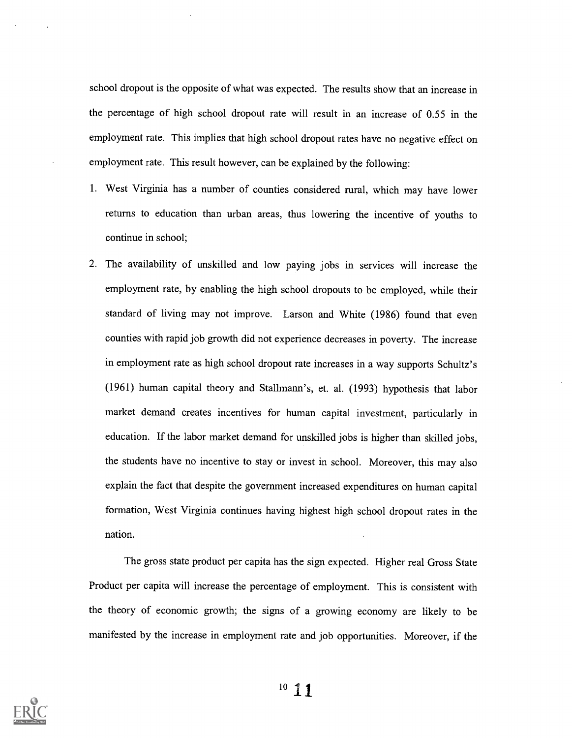school dropout is the opposite of what was expected. The results show that an increase in the percentage of high school dropout rate will result in an increase of 0.55 in the employment rate. This implies that high school dropout rates have no negative effect on employment rate. This result however, can be explained by the following:

1. West Virginia has a number of counties considered rural, which may have lower returns to education than urban areas, thus lowering the incentive of youths to continue in school;
2. The availability of unskilled and low paying jobs in services will increase the employment rate, by enabling the high school dropouts to be employed, while their standard of living may not improve. Larson and White (1986) found that even counties with rapid job growth did not experience decreases in poverty. The increase in employment rate as high school dropout rate increases in a way supports Schultz's (1961) human capital theory and Stallmann's, et. al. (1993) hypothesis that labor market demand creates incentives for human capital investment, particularly in education. If the labor market demand for unskilled jobs is higher than skilled jobs, the students have no incentive to stay or invest in school. Moreover, this may also explain the fact that despite the government increased expenditures on human capital formation, West Virginia continues having highest high school dropout rates in the nation.

The gross state product per capita has the sign expected. Higher real Gross State Product per capita will increase the percentage of employment. This is consistent with the theory of economic growth; the signs of a growing economy are likely to be manifested by the increase in employment rate and job opportunities. Moreover, if the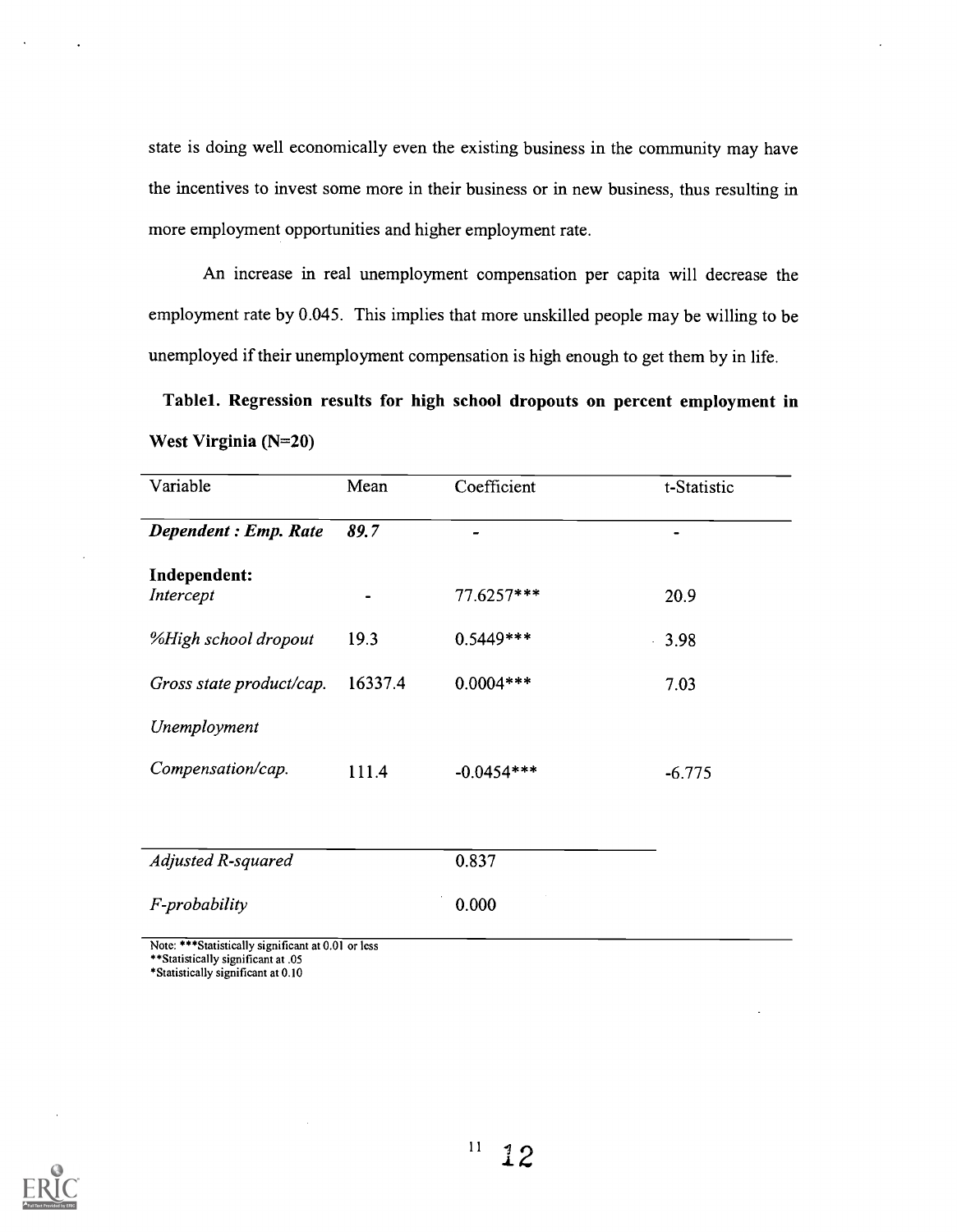state is doing well economically even the existing business in the community may have the incentives to invest some more in their business or in new business, thus resulting in more employment opportunities and higher employment rate.

An increase in real unemployment compensation per capita will decrease the employment rate by 0.045. This implies that more unskilled people may be willing to be unemployed if their unemployment compensation is high enough to get them by in life.

**Table1. Regression results for high school dropouts on percent employment in West Virginia (N=20)**

| Variable | Mean | Coefficient | t-Statistic |
|---|---|---|---|
| ***Dependent : Emp. Rate*** | ***89.7*** | - | - |
| **Independent:** | | | |
| *Intercept* | - | 77.6257*** | 20.9 |
| *%High school dropout* | 19.3 | 0.5449*** | 3.98 |
| *Gross state product/cap.* | 16337.4 | 0.0004*** | 7.03 |
| *Unemployment Compensation/cap.* | 111.4 | -0.0454*** | -6.775 |
| *Adjusted R-squared* | | 0.837 | |
| *F-probability* | | 0.000 | |

Note: ***Statistically significant at 0.01 or less
**Statistically significant at .05
*Statistically significant at 0.10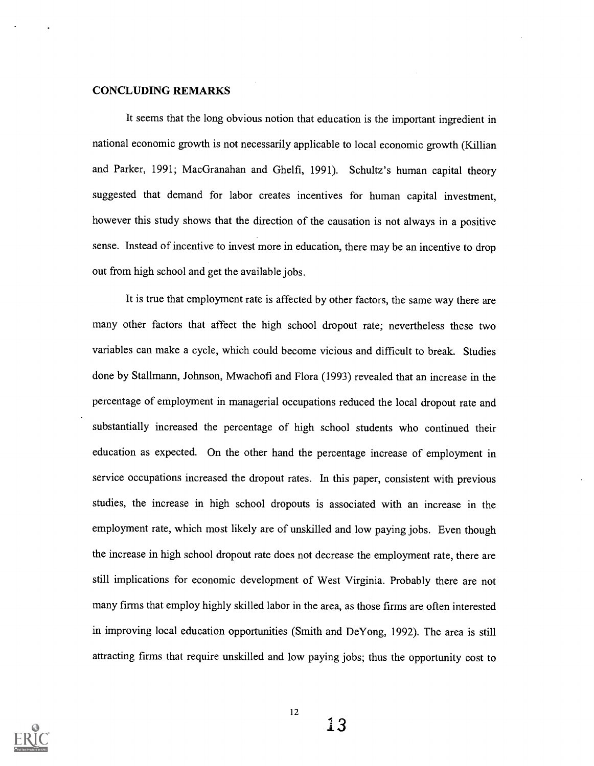## CONCLUDING REMARKS

It seems that the long obvious notion that education is the important ingredient in national economic growth is not necessarily applicable to local economic growth (Killian and Parker, 1991; MacGranahan and Ghelfi, 1991). Schultz's human capital theory suggested that demand for labor creates incentives for human capital investment, however this study shows that the direction of the causation is not always in a positive sense. Instead of incentive to invest more in education, there may be an incentive to drop out from high school and get the available jobs.

It is true that employment rate is affected by other factors, the same way there are many other factors that affect the high school dropout rate; nevertheless these two variables can make a cycle, which could become vicious and difficult to break. Studies done by Stallmann, Johnson, Mwachofi and Flora (1993) revealed that an increase in the percentage of employment in managerial occupations reduced the local dropout rate and substantially increased the percentage of high school students who continued their education as expected. On the other hand the percentage increase of employment in service occupations increased the dropout rates. In this paper, consistent with previous studies, the increase in high school dropouts is associated with an increase in the employment rate, which most likely are of unskilled and low paying jobs. Even though the increase in high school dropout rate does not decrease the employment rate, there are still implications for economic development of West Virginia. Probably there are not many firms that employ highly skilled labor in the area, as those firms are often interested in improving local education opportunities (Smith and DeYong, 1992). The area is still attracting firms that require unskilled and low paying jobs; thus the opportunity cost to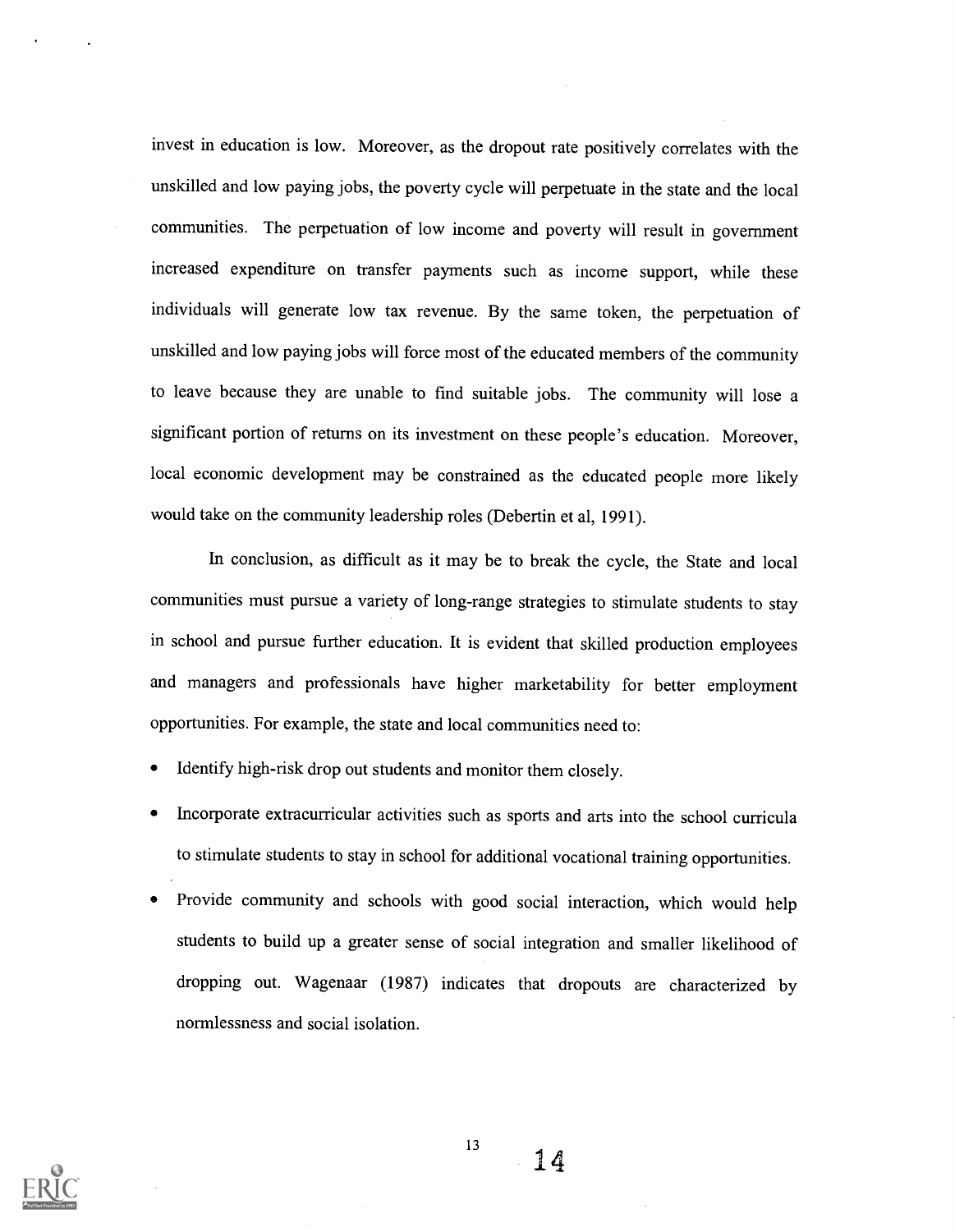invest in education is low. Moreover, as the dropout rate positively correlates with the unskilled and low paying jobs, the poverty cycle will perpetuate in the state and the local communities. The perpetuation of low income and poverty will result in government increased expenditure on transfer payments such as income support, while these individuals will generate low tax revenue. By the same token, the perpetuation of unskilled and low paying jobs will force most of the educated members of the community to leave because they are unable to find suitable jobs. The community will lose a significant portion of returns on its investment on these people's education. Moreover, local economic development may be constrained as the educated people more likely would take on the community leadership roles (Debertin et al, 1991).

In conclusion, as difficult as it may be to break the cycle, the State and local communities must pursue a variety of long-range strategies to stimulate students to stay in school and pursue further education. It is evident that skilled production employees and managers and professionals have higher marketability for better employment opportunities. For example, the state and local communities need to:

- Identify high-risk drop out students and monitor them closely.
- Incorporate extracurricular activities such as sports and arts into the school curricula to stimulate students to stay in school for additional vocational training opportunities.
- Provide community and schools with good social interaction, which would help students to build up a greater sense of social integration and smaller likelihood of dropping out. Wagenaar (1987) indicates that dropouts are characterized by normlessness and social isolation.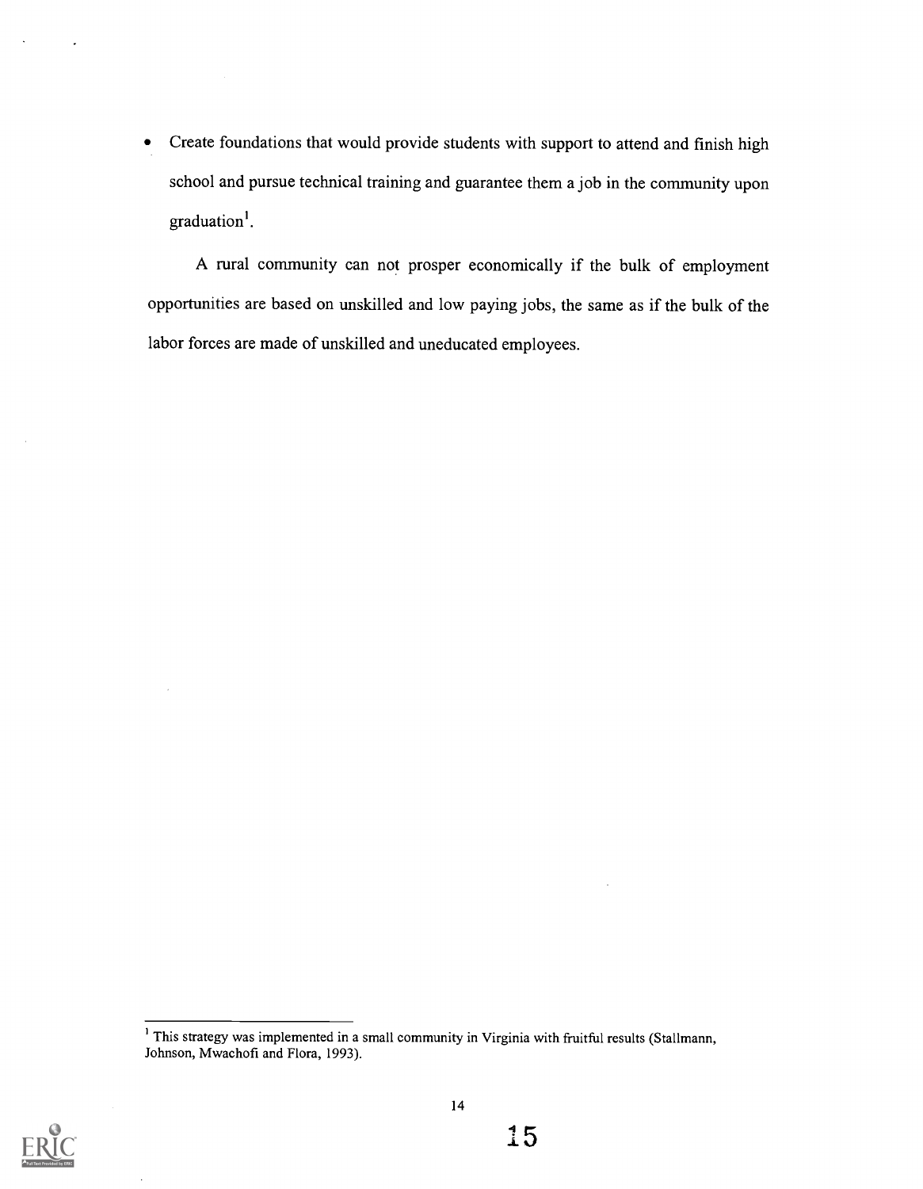- Create foundations that would provide students with support to attend and finish high school and pursue technical training and guarantee them a job in the community upon graduation[1].

A rural community can not prosper economically if the bulk of employment opportunities are based on unskilled and low paying jobs, the same as if the bulk of the labor forces are made of unskilled and uneducated employees.

---

[1] This strategy was implemented in a small community in Virginia with fruitful results (Stallmann, Johnson, Mwachofi and Flora, 1993).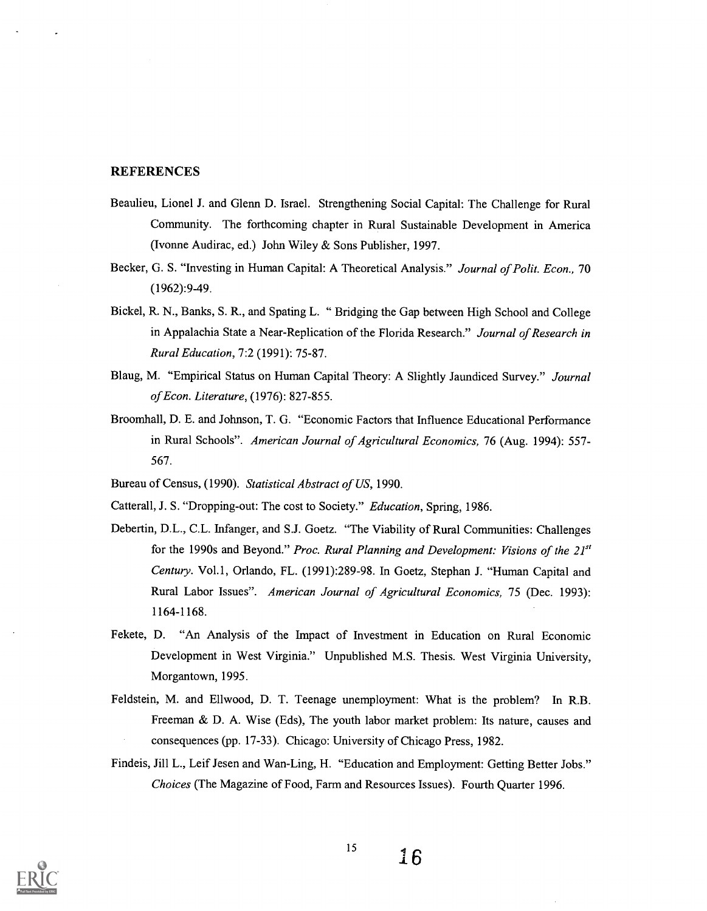## REFERENCES

Beaulieu, Lionel J. and Glenn D. Israel. Strengthening Social Capital: The Challenge for Rural Community. The forthcoming chapter in Rural Sustainable Development in America (Ivonne Audirac, ed.) John Wiley & Sons Publisher, 1997.

Becker, G. S. "Investing in Human Capital: A Theoretical Analysis." *Journal of Polit. Econ.*, 70 (1962):9-49.

Bickel, R. N., Banks, S. R., and Spating L. " Bridging the Gap between High School and College in Appalachia State a Near-Replication of the Florida Research." *Journal of Research in Rural Education*, 7:2 (1991): 75-87.

Blaug, M. "Empirical Status on Human Capital Theory: A Slightly Jaundiced Survey." *Journal of Econ. Literature*, (1976): 827-855.

Broomhall, D. E. and Johnson, T. G. "Economic Factors that Influence Educational Performance in Rural Schools". *American Journal of Agricultural Economics*, 76 (Aug. 1994): 557-567.

Bureau of Census, (1990). *Statistical Abstract of US*, 1990.

Catterall, J. S. "Dropping-out: The cost to Society." *Education*, Spring, 1986.

Debertin, D.L., C.L. Infanger, and S.J. Goetz. "The Viability of Rural Communities: Challenges for the 1990s and Beyond." *Proc. Rural Planning and Development: Visions of the 21st Century*. Vol.1, Orlando, FL. (1991):289-98. In Goetz, Stephan J. "Human Capital and Rural Labor Issues". *American Journal of Agricultural Economics*, 75 (Dec. 1993): 1164-1168.

Fekete, D. "An Analysis of the Impact of Investment in Education on Rural Economic Development in West Virginia." Unpublished M.S. Thesis. West Virginia University, Morgantown, 1995.

Feldstein, M. and Ellwood, D. T. Teenage unemployment: What is the problem? In R.B. Freeman & D. A. Wise (Eds), The youth labor market problem: Its nature, causes and consequences (pp. 17-33). Chicago: University of Chicago Press, 1982.

Findeis, Jill L., Leif Jesen and Wan-Ling, H. "Education and Employment: Getting Better Jobs." *Choices* (The Magazine of Food, Farm and Resources Issues). Fourth Quarter 1996.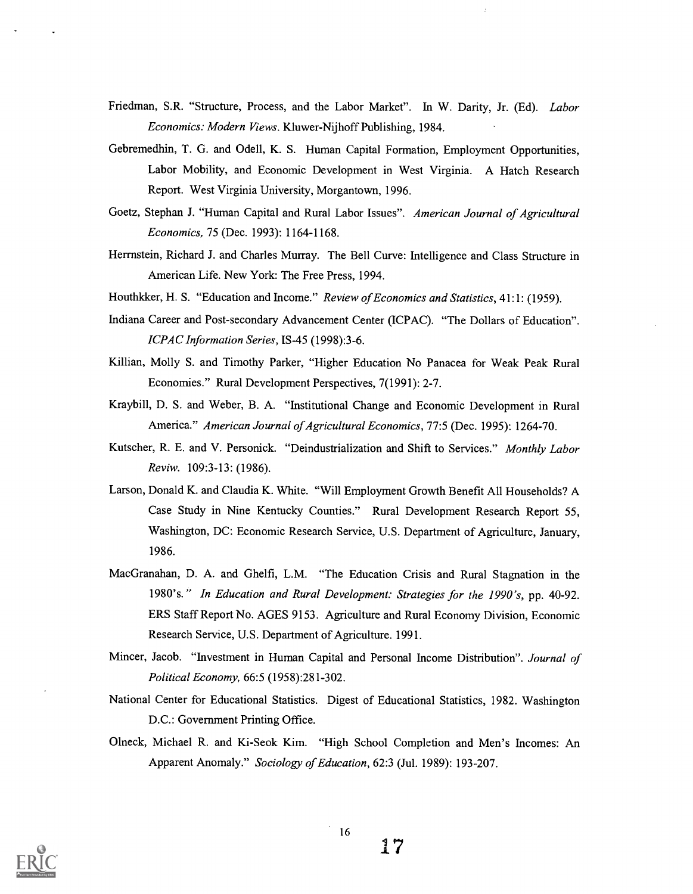Friedman, S.R. "Structure, Process, and the Labor Market". In W. Darity, Jr. (Ed). *Labor Economics: Modern Views*. Kluwer-Nijhoff Publishing, 1984.

Gebremedhin, T. G. and Odell, K. S. Human Capital Formation, Employment Opportunities, Labor Mobility, and Economic Development in West Virginia. A Hatch Research Report. West Virginia University, Morgantown, 1996.

Goetz, Stephan J. "Human Capital and Rural Labor Issues". *American Journal of Agricultural Economics,* 75 (Dec. 1993): 1164-1168.

Herrnstein, Richard J. and Charles Murray. The Bell Curve: Intelligence and Class Structure in American Life. New York: The Free Press, 1994.

Houthkker, H. S. "Education and Income." *Review of Economics and Statistics*, 41:1: (1959).

Indiana Career and Post-secondary Advancement Center (ICPAC). "The Dollars of Education". *ICPAC Information Series*, IS-45 (1998):3-6.

Killian, Molly S. and Timothy Parker, "Higher Education No Panacea for Weak Peak Rural Economies." Rural Development Perspectives, 7(1991): 2-7.

Kraybill, D. S. and Weber, B. A. "Institutional Change and Economic Development in Rural America." *American Journal of Agricultural Economics*, 77:5 (Dec. 1995): 1264-70.

Kutscher, R. E. and V. Personick. "Deindustrialization and Shift to Services." *Monthly Labor Reviw.* 109:3-13: (1986).

Larson, Donald K. and Claudia K. White. "Will Employment Growth Benefit All Households? A Case Study in Nine Kentucky Counties." Rural Development Research Report 55, Washington, DC: Economic Research Service, U.S. Department of Agriculture, January, 1986.

MacGranahan, D. A. and Ghelfi, L.M. "The Education Crisis and Rural Stagnation in the 1980's." *In Education and Rural Development: Strategies for the 1990's*, pp. 40-92. ERS Staff Report No. AGES 9153. Agriculture and Rural Economy Division, Economic Research Service, U.S. Department of Agriculture. 1991.

Mincer, Jacob. "Investment in Human Capital and Personal Income Distribution". *Journal of Political Economy,* 66:5 (1958):281-302.

National Center for Educational Statistics. Digest of Educational Statistics, 1982. Washington D.C.: Government Printing Office.

Olneck, Michael R. and Ki-Seok Kim. "High School Completion and Men's Incomes: An Apparent Anomaly." *Sociology of Education*, 62:3 (Jul. 1989): 193-207.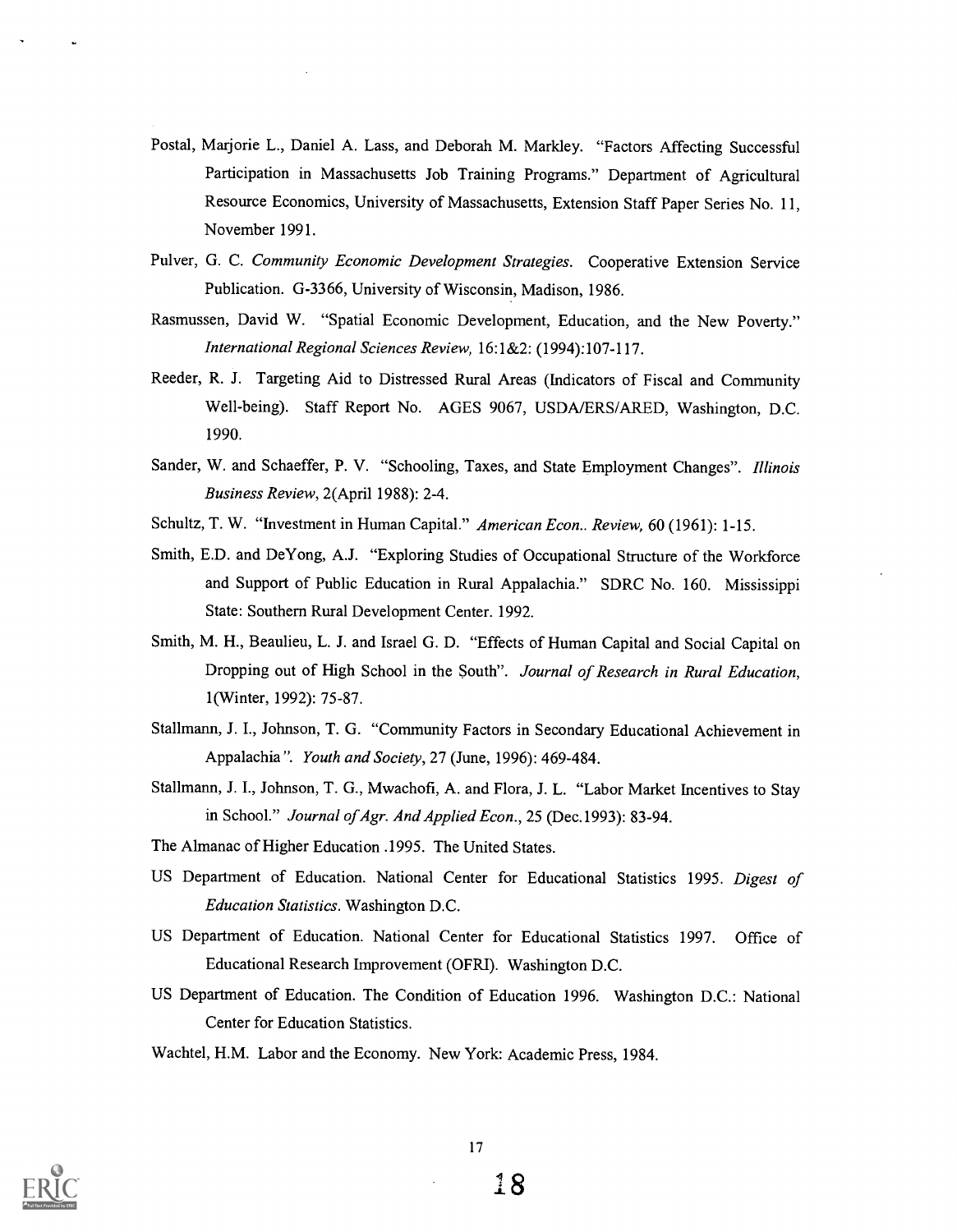Postal, Marjorie L., Daniel A. Lass, and Deborah M. Markley. "Factors Affecting Successful Participation in Massachusetts Job Training Programs." Department of Agricultural Resource Economics, University of Massachusetts, Extension Staff Paper Series No. 11, November 1991.

Pulver, G. C. *Community Economic Development Strategies.* Cooperative Extension Service Publication. G-3366, University of Wisconsin, Madison, 1986.

Rasmussen, David W. "Spatial Economic Development, Education, and the New Poverty." *International Regional Sciences Review,* 16:1&2: (1994):107-117.

Reeder, R. J. Targeting Aid to Distressed Rural Areas (Indicators of Fiscal and Community Well-being). Staff Report No. AGES 9067, USDA/ERS/ARED, Washington, D.C. 1990.

Sander, W. and Schaeffer, P. V. "Schooling, Taxes, and State Employment Changes". *Illinois Business Review,* 2(April 1988): 2-4.

Schultz, T. W. "Investment in Human Capital." *American Econ.. Review,* 60 (1961): 1-15.

Smith, E.D. and DeYong, A.J. "Exploring Studies of Occupational Structure of the Workforce and Support of Public Education in Rural Appalachia." SDRC No. 160. Mississippi State: Southern Rural Development Center. 1992.

Smith, M. H., Beaulieu, L. J. and Israel G. D. "Effects of Human Capital and Social Capital on Dropping out of High School in the South". *Journal of Research in Rural Education,* 1(Winter, 1992): 75-87.

Stallmann, J. I., Johnson, T. G. "Community Factors in Secondary Educational Achievement in Appalachia". *Youth and Society,* 27 (June, 1996): 469-484.

Stallmann, J. I., Johnson, T. G., Mwachofi, A. and Flora, J. L. "Labor Market Incentives to Stay in School." *Journal of Agr. And Applied Econ.,* 25 (Dec.1993): 83-94.

The Almanac of Higher Education .1995. The United States.

US Department of Education. National Center for Educational Statistics 1995. *Digest of Education Statistics.* Washington D.C.

US Department of Education. National Center for Educational Statistics 1997. Office of Educational Research Improvement (OFRI). Washington D.C.

US Department of Education. The Condition of Education 1996. Washington D.C.: National Center for Education Statistics.

Wachtel, H.M. Labor and the Economy. New York: Academic Press, 1984.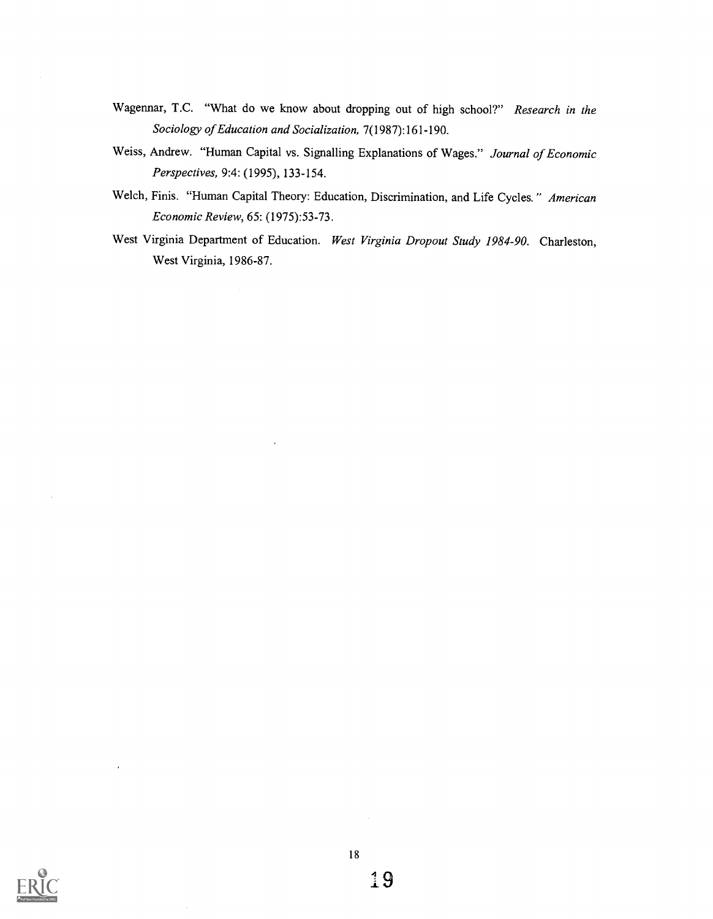Wagennar, T.C. "What do we know about dropping out of high school?" *Research in the Sociology of Education and Socialization,* 7(1987):161-190.

Weiss, Andrew. "Human Capital vs. Signalling Explanations of Wages." *Journal of Economic Perspectives,* 9:4: (1995), 133-154.

Welch, Finis. "Human Capital Theory: Education, Discrimination, and Life Cycles." *American Economic Review,* 65: (1975):53-73.

West Virginia Department of Education. *West Virginia Dropout Study 1984-90.* Charleston, West Virginia, 1986-87.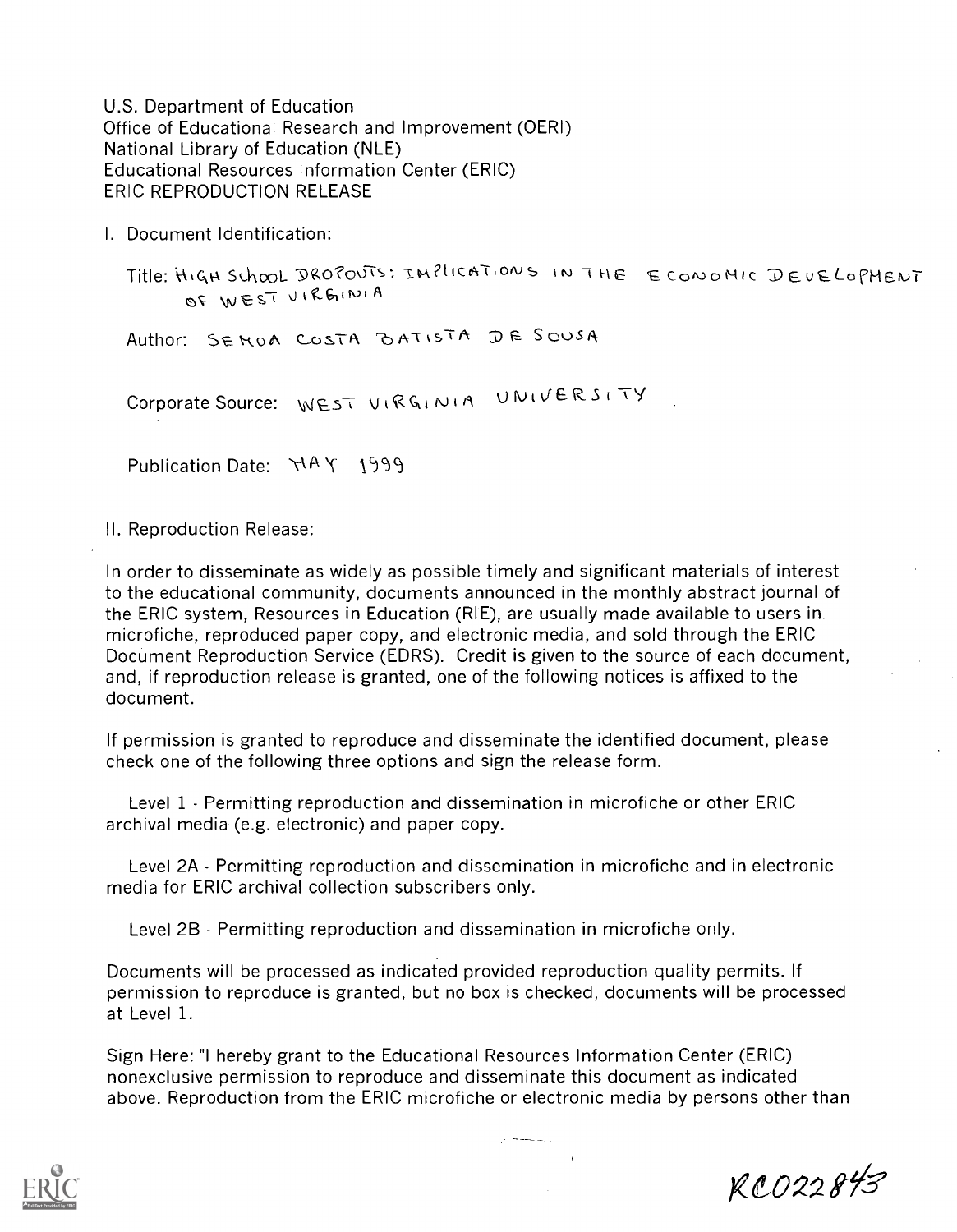U.S. Department of Education
Office of Educational Research and Improvement (OERI)
National Library of Education (NLE)
Educational Resources Information Center (ERIC)
ERIC REPRODUCTION RELEASE

I. Document Identification:

Title: HIGH SCHOOL DROPOUTS: IMPLICATIONS IN THE ECONOMIC DEVELOPMENT OF WEST VIRGINIA

Author: SEMOA COSTA BATISTA DE SOUSA

Corporate Source: WEST VIRGINIA UNIVERSITY

Publication Date: MAY 1999

II. Reproduction Release:

In order to disseminate as widely as possible timely and significant materials of interest to the educational community, documents announced in the monthly abstract journal of the ERIC system, Resources in Education (RIE), are usually made available to users in microfiche, reproduced paper copy, and electronic media, and sold through the ERIC Document Reproduction Service (EDRS). Credit is given to the source of each document, and, if reproduction release is granted, one of the following notices is affixed to the document.

If permission is granted to reproduce and disseminate the identified document, please check one of the following three options and sign the release form.

Level 1 - Permitting reproduction and dissemination in microfiche or other ERIC archival media (e.g. electronic) and paper copy.

Level 2A - Permitting reproduction and dissemination in microfiche and in electronic media for ERIC archival collection subscribers only.

Level 2B - Permitting reproduction and dissemination in microfiche only.

Documents will be processed as indicated provided reproduction quality permits. If permission to reproduce is granted, but no box is checked, documents will be processed at Level 1.

Sign Here: "I hereby grant to the Educational Resources Information Center (ERIC) nonexclusive permission to reproduce and disseminate this document as indicated above. Reproduction from the ERIC microfiche or electronic media by persons other than

RC022843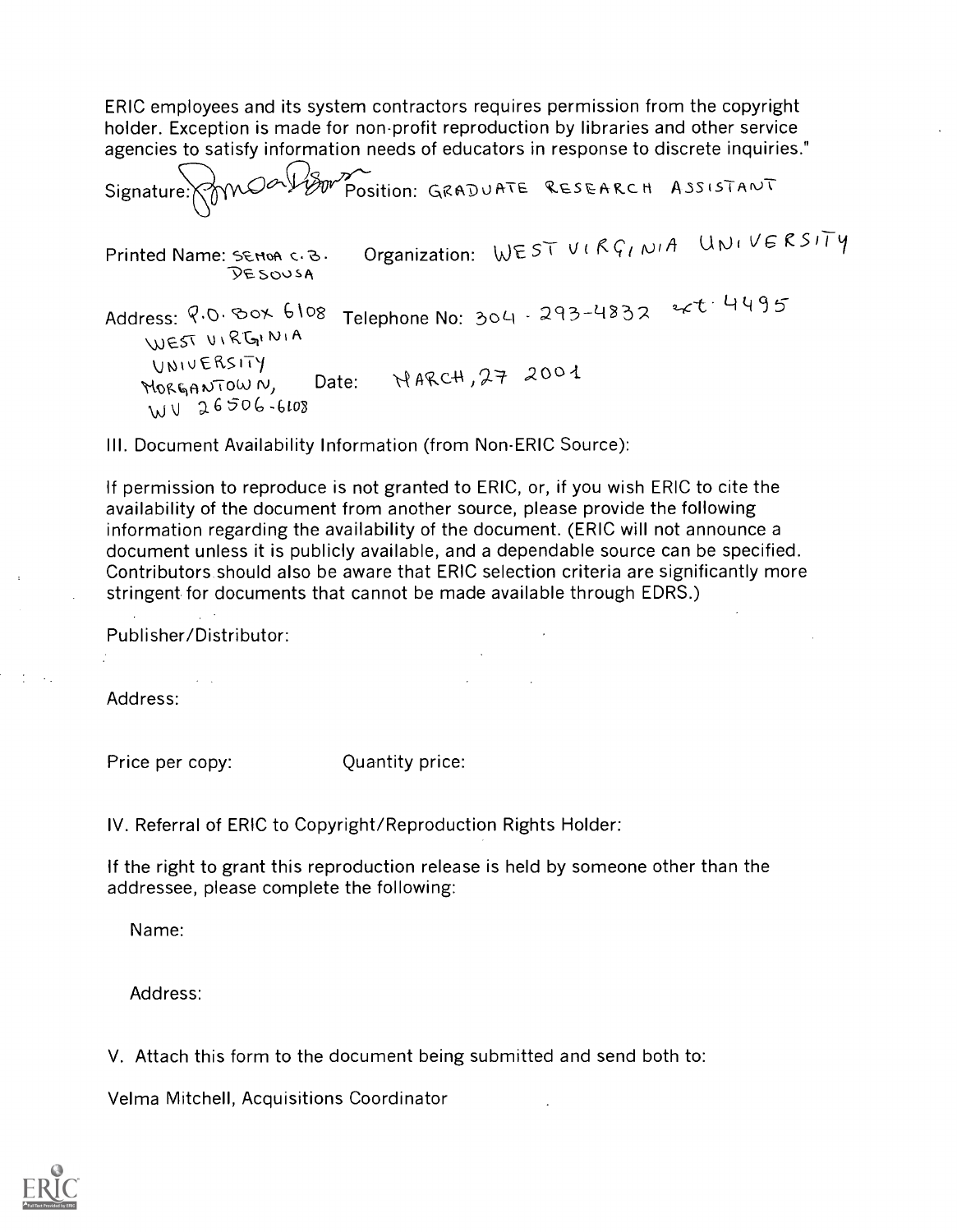ERIC employees and its system contractors requires permission from the copyright holder. Exception is made for non-profit reproduction by libraries and other service agencies to satisfy information needs of educators in response to discrete inquiries."

Signature: [signature] Position: GRADUATE RESEARCH ASSISTANT

Printed Name: SEMOA C.B. DESOUSA Organization: WEST VIRGINIA UNIVERSITY

Address: P.O. BOX 6108 WEST VIRGINIA UNIVERSITY MORGANTOWN, WV 26506-6108 Telephone No: 304-293-4832 ext. 4495

Date: MARCH, 27 2001

III. Document Availability Information (from Non-ERIC Source):

If permission to reproduce is not granted to ERIC, or, if you wish ERIC to cite the availability of the document from another source, please provide the following information regarding the availability of the document. (ERIC will not announce a document unless it is publicly available, and a dependable source can be specified. Contributors should also be aware that ERIC selection criteria are significantly more stringent for documents that cannot be made available through EDRS.)

Publisher/Distributor:

Address:

Price per copy: Quantity price:

IV. Referral of ERIC to Copyright/Reproduction Rights Holder:

If the right to grant this reproduction release is held by someone other than the addressee, please complete the following:

Name:

Address:

V. Attach this form to the document being submitted and send both to:

Velma Mitchell, Acquisitions Coordinator